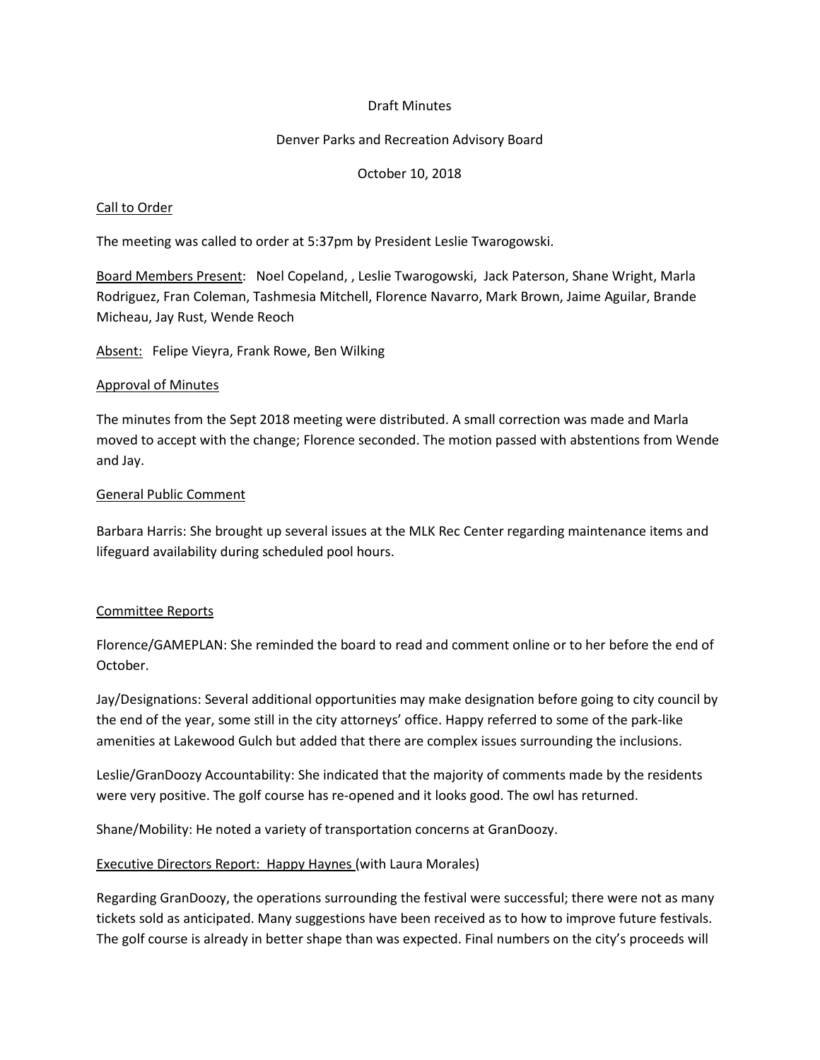Draft Minutes

Denver Parks and Recreation Advisory Board

October 10, 2018

Call to Order

The meeting was called to order at 5:37pm by President Leslie Twarogowski.

Board Members Present: Noel Copeland, , Leslie Twarogowski, Jack Paterson, Shane Wright, Marla Rodriguez, Fran Coleman, Tashmesia Mitchell, Florence Navarro, Mark Brown, Jaime Aguilar, Brande Micheau, Jay Rust, Wende Reoch

Absent: Felipe Vieyra, Frank Rowe, Ben Wilking

Approval of Minutes

The minutes from the Sept 2018 meeting were distributed. A small correction was made and Marla moved to accept with the change; Florence seconded. The motion passed with abstentions from Wende and Jay.

General Public Comment

Barbara Harris: She brought up several issues at the MLK Rec Center regarding maintenance items and lifeguard availability during scheduled pool hours.

Committee Reports

Florence/GAMEPLAN: She reminded the board to read and comment online or to her before the end of October.

Jay/Designations: Several additional opportunities may make designation before going to city council by the end of the year, some still in the city attorneys' office. Happy referred to some of the park-like amenities at Lakewood Gulch but added that there are complex issues surrounding the inclusions.

Leslie/GranDoozy Accountability: She indicated that the majority of comments made by the residents were very positive. The golf course has re-opened and it looks good. The owl has returned.

Shane/Mobility: He noted a variety of transportation concerns at GranDoozy.

Executive Directors Report: Happy Haynes (with Laura Morales)

Regarding GranDoozy, the operations surrounding the festival were successful; there were not as many tickets sold as anticipated. Many suggestions have been received as to how to improve future festivals. The golf course is already in better shape than was expected. Final numbers on the city's proceeds will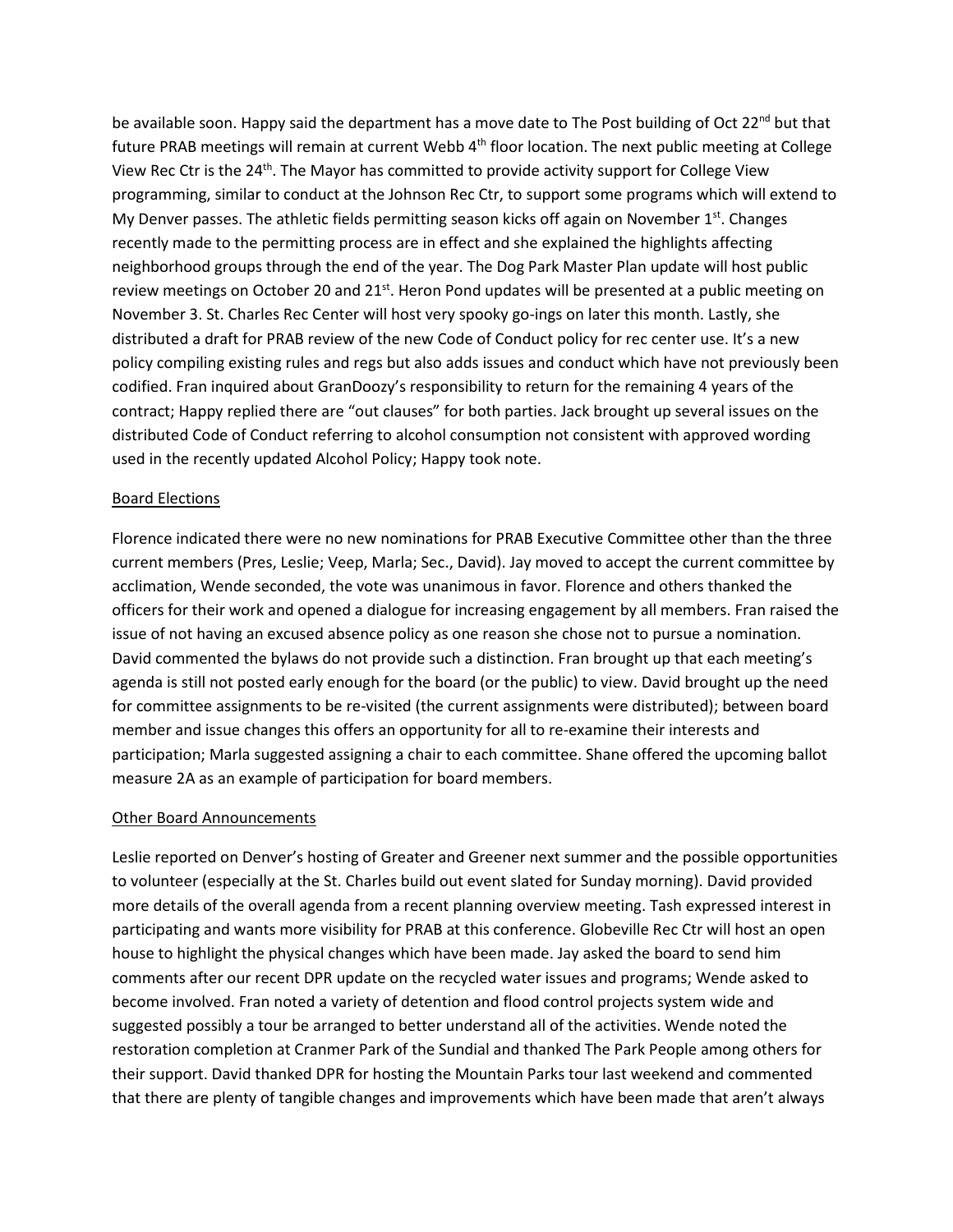be available soon. Happy said the department has a move date to The Post building of Oct 22nd but that future PRAB meetings will remain at current Webb 4th floor location. The next public meeting at College View Rec Ctr is the 24th. The Mayor has committed to provide activity support for College View programming, similar to conduct at the Johnson Rec Ctr, to support some programs which will extend to My Denver passes. The athletic fields permitting season kicks off again on November 1st. Changes recently made to the permitting process are in effect and she explained the highlights affecting neighborhood groups through the end of the year. The Dog Park Master Plan update will host public review meetings on October 20 and 21st. Heron Pond updates will be presented at a public meeting on November 3. St. Charles Rec Center will host very spooky go-ings on later this month. Lastly, she distributed a draft for PRAB review of the new Code of Conduct policy for rec center use. It's a new policy compiling existing rules and regs but also adds issues and conduct which have not previously been codified. Fran inquired about GranDoozy's responsibility to return for the remaining 4 years of the contract; Happy replied there are "out clauses" for both parties. Jack brought up several issues on the distributed Code of Conduct referring to alcohol consumption not consistent with approved wording used in the recently updated Alcohol Policy; Happy took note.

## Board Elections

Florence indicated there were no new nominations for PRAB Executive Committee other than the three current members (Pres, Leslie; Veep, Marla; Sec., David). Jay moved to accept the current committee by acclimation, Wende seconded, the vote was unanimous in favor. Florence and others thanked the officers for their work and opened a dialogue for increasing engagement by all members. Fran raised the issue of not having an excused absence policy as one reason she chose not to pursue a nomination. David commented the bylaws do not provide such a distinction. Fran brought up that each meeting's agenda is still not posted early enough for the board (or the public) to view. David brought up the need for committee assignments to be re-visited (the current assignments were distributed); between board member and issue changes this offers an opportunity for all to re-examine their interests and participation; Marla suggested assigning a chair to each committee. Shane offered the upcoming ballot measure 2A as an example of participation for board members.

## Other Board Announcements

Leslie reported on Denver's hosting of Greater and Greener next summer and the possible opportunities to volunteer (especially at the St. Charles build out event slated for Sunday morning). David provided more details of the overall agenda from a recent planning overview meeting. Tash expressed interest in participating and wants more visibility for PRAB at this conference. Globeville Rec Ctr will host an open house to highlight the physical changes which have been made. Jay asked the board to send him comments after our recent DPR update on the recycled water issues and programs; Wende asked to become involved. Fran noted a variety of detention and flood control projects system wide and suggested possibly a tour be arranged to better understand all of the activities. Wende noted the restoration completion at Cranmer Park of the Sundial and thanked The Park People among others for their support. David thanked DPR for hosting the Mountain Parks tour last weekend and commented that there are plenty of tangible changes and improvements which have been made that aren't always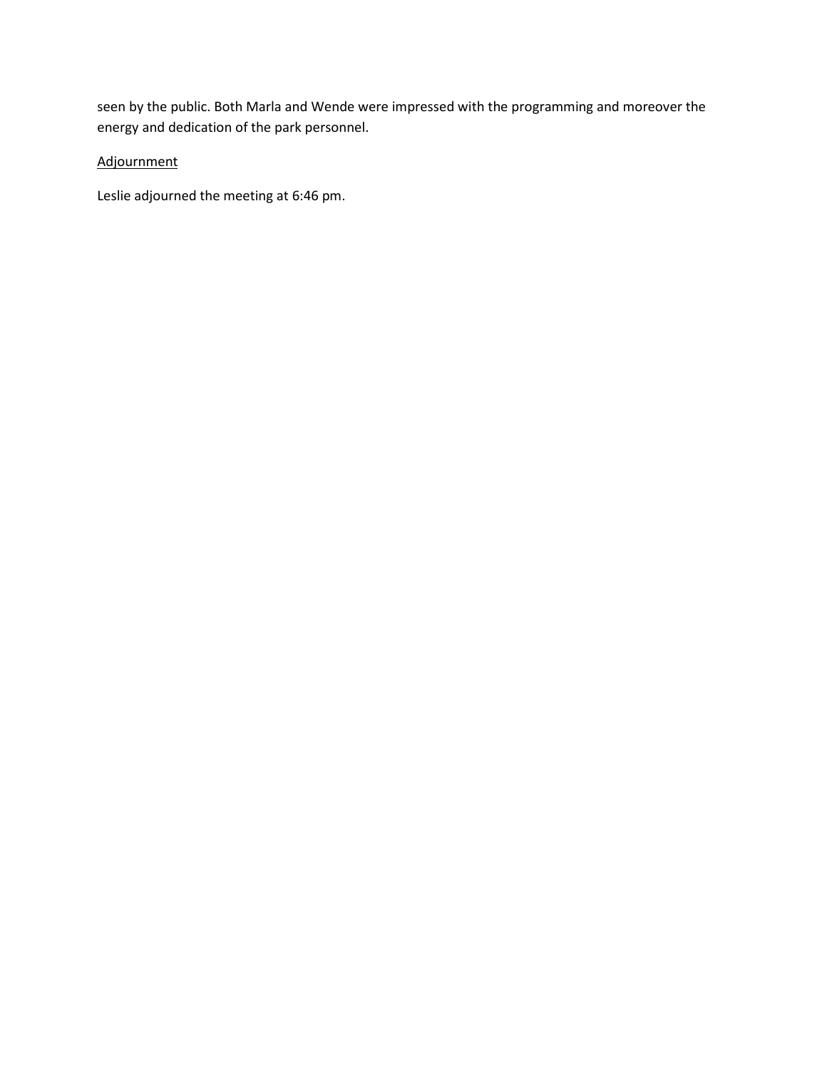seen by the public. Both Marla and Wende were impressed with the programming and moreover the energy and dedication of the park personnel.

<u>Adjournment</u>

Leslie adjourned the meeting at 6:46 pm.